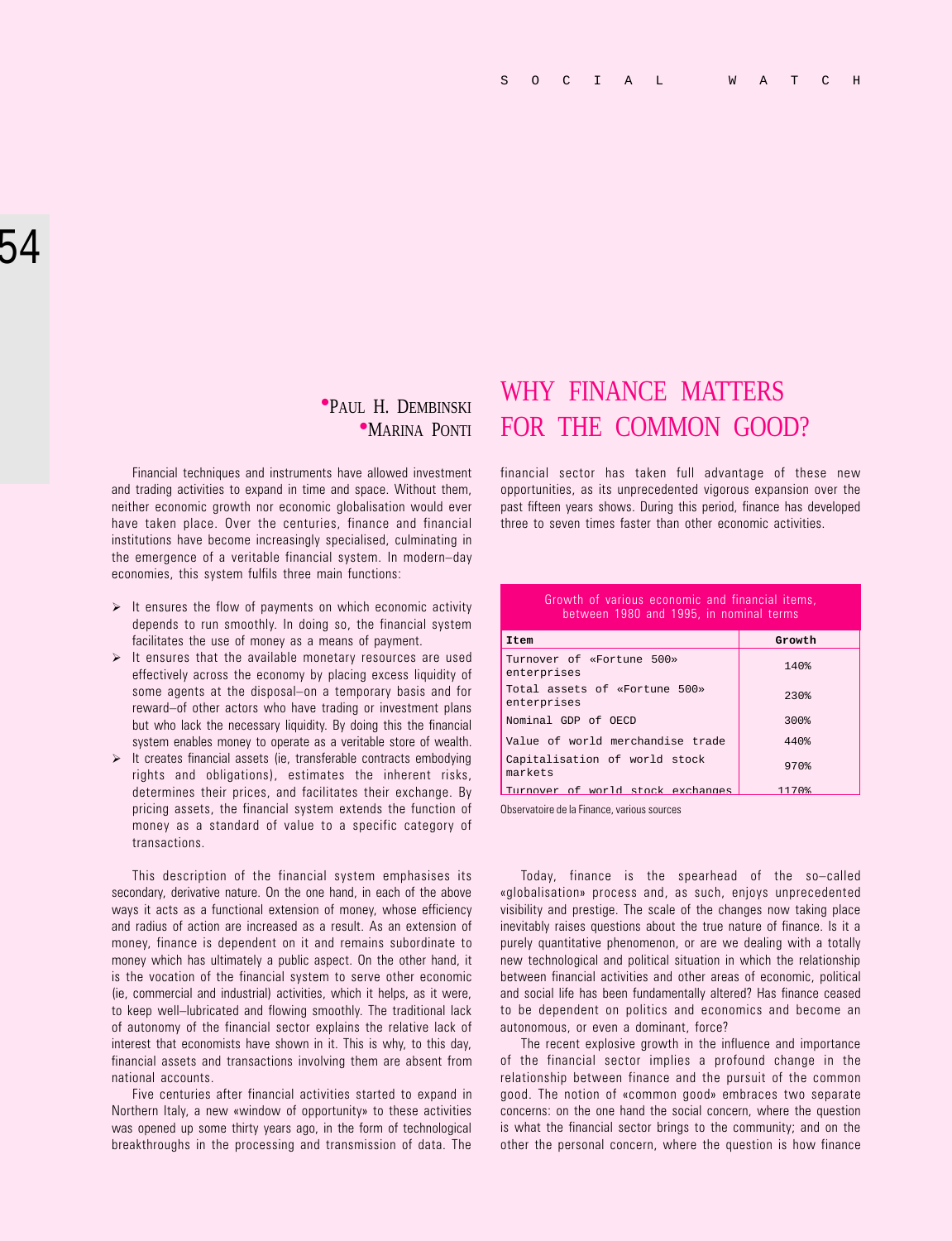# WHY FINANCE MATTERS FOR THE COMMON GOOD?

PAUL H. DEMBINSKI
MARINA PONTI

Financial techniques and instruments have allowed investment and trading activities to expand in time and space. Without them, neither economic growth nor economic globalisation would ever have taken place. Over the centuries, finance and financial institutions have become increasingly specialised, culminating in the emergence of a veritable financial system. In modern–day economies, this system fulfils three main functions:

- It ensures the flow of payments on which economic activity depends to run smoothly. In doing so, the financial system facilitates the use of money as a means of payment.
- It ensures that the available monetary resources are used effectively across the economy by placing excess liquidity of some agents at the disposal–on a temporary basis and for reward–of other actors who have trading or investment plans but who lack the necessary liquidity. By doing this the financial system enables money to operate as a veritable store of wealth.
- It creates financial assets (ie, transferable contracts embodying rights and obligations), estimates the inherent risks, determines their prices, and facilitates their exchange. By pricing assets, the financial system extends the function of money as a standard of value to a specific category of transactions.

This description of the financial system emphasises its secondary, derivative nature. On the one hand, in each of the above ways it acts as a functional extension of money, whose efficiency and radius of action are increased as a result. As an extension of money, finance is dependent on it and remains subordinate to money which has ultimately a public aspect. On the other hand, it is the vocation of the financial system to serve other economic (ie, commercial and industrial) activities, which it helps, as it were, to keep well–lubricated and flowing smoothly. The traditional lack of autonomy of the financial sector explains the relative lack of interest that economists have shown in it. This is why, to this day, financial assets and transactions involving them are absent from national accounts.

Five centuries after financial activities started to expand in Northern Italy, a new «window of opportunity» to these activities was opened up some thirty years ago, in the form of technological breakthroughs in the processing and transmission of data. The financial sector has taken full advantage of these new opportunities, as its unprecedented vigorous expansion over the past fifteen years shows. During this period, finance has developed three to seven times faster than other economic activities.

Growth of various economic and financial items, between 1980 and 1995, in nominal terms

| Item | Growth |
|---|---|
| Turnover of «Fortune 500» enterprises | 140% |
| Total assets of «Fortune 500» enterprises | 230% |
| Nominal GDP of OECD | 300% |
| Value of world merchandise trade | 440% |
| Capitalisation of world stock markets | 970% |
| Turnover of world stock exchanges | 1170% |

Observatoire de la Finance, various sources

Today, finance is the spearhead of the so–called «globalisation» process and, as such, enjoys unprecedented visibility and prestige. The scale of the changes now taking place inevitably raises questions about the true nature of finance. Is it a purely quantitative phenomenon, or are we dealing with a totally new technological and political situation in which the relationship between financial activities and other areas of economic, political and social life has been fundamentally altered? Has finance ceased to be dependent on politics and economics and become an autonomous, or even a dominant, force?

The recent explosive growth in the influence and importance of the financial sector implies a profound change in the relationship between finance and the pursuit of the common good. The notion of «common good» embraces two separate concerns: on the one hand the social concern, where the question is what the financial sector brings to the community; and on the other the personal concern, where the question is how finance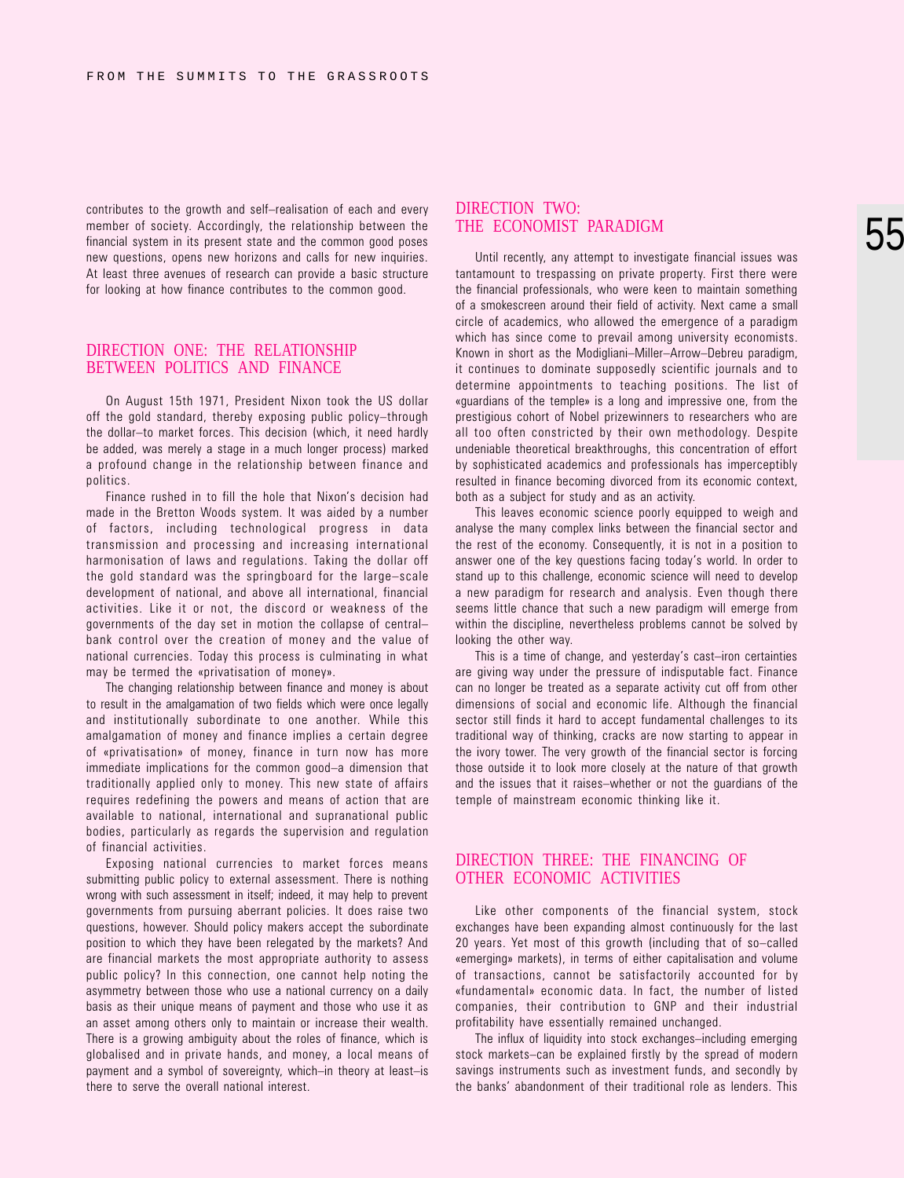contributes to the growth and self–realisation of each and every member of society. Accordingly, the relationship between the financial system in its present state and the common good poses new questions, opens new horizons and calls for new inquiries. At least three avenues of research can provide a basic structure for looking at how finance contributes to the common good.

## DIRECTION ONE: THE RELATIONSHIP BETWEEN POLITICS AND FINANCE

On August 15th 1971, President Nixon took the US dollar off the gold standard, thereby exposing public policy–through the dollar–to market forces. This decision (which, it need hardly be added, was merely a stage in a much longer process) marked a profound change in the relationship between finance and politics.

Finance rushed in to fill the hole that Nixon's decision had made in the Bretton Woods system. It was aided by a number of factors, including technological progress in data transmission and processing and increasing international harmonisation of laws and regulations. Taking the dollar off the gold standard was the springboard for the large–scale development of national, and above all international, financial activities. Like it or not, the discord or weakness of the governments of the day set in motion the collapse of central–bank control over the creation of money and the value of national currencies. Today this process is culminating in what may be termed the «privatisation of money».

The changing relationship between finance and money is about to result in the amalgamation of two fields which were once legally and institutionally subordinate to one another. While this amalgamation of money and finance implies a certain degree of «privatisation» of money, finance in turn now has more immediate implications for the common good–a dimension that traditionally applied only to money. This new state of affairs requires redefining the powers and means of action that are available to national, international and supranational public bodies, particularly as regards the supervision and regulation of financial activities.

Exposing national currencies to market forces means submitting public policy to external assessment. There is nothing wrong with such assessment in itself; indeed, it may help to prevent governments from pursuing aberrant policies. It does raise two questions, however. Should policy makers accept the subordinate position to which they have been relegated by the markets? And are financial markets the most appropriate authority to assess public policy? In this connection, one cannot help noting the asymmetry between those who use a national currency on a daily basis as their unique means of payment and those who use it as an asset among others only to maintain or increase their wealth. There is a growing ambiguity about the roles of finance, which is globalised and in private hands, and money, a local means of payment and a symbol of sovereignty, which–in theory at least–is there to serve the overall national interest.

## DIRECTION TWO: THE ECONOMIST PARADIGM

Until recently, any attempt to investigate financial issues was tantamount to trespassing on private property. First there were the financial professionals, who were keen to maintain something of a smokescreen around their field of activity. Next came a small circle of academics, who allowed the emergence of a paradigm which has since come to prevail among university economists. Known in short as the Modigliani–Miller–Arrow–Debreu paradigm, it continues to dominate supposedly scientific journals and to determine appointments to teaching positions. The list of «guardians of the temple» is a long and impressive one, from the prestigious cohort of Nobel prizewinners to researchers who are all too often constricted by their own methodology. Despite undeniable theoretical breakthroughs, this concentration of effort by sophisticated academics and professionals has imperceptibly resulted in finance becoming divorced from its economic context, both as a subject for study and as an activity.

This leaves economic science poorly equipped to weigh and analyse the many complex links between the financial sector and the rest of the economy. Consequently, it is not in a position to answer one of the key questions facing today's world. In order to stand up to this challenge, economic science will need to develop a new paradigm for research and analysis. Even though there seems little chance that such a new paradigm will emerge from within the discipline, nevertheless problems cannot be solved by looking the other way.

This is a time of change, and yesterday's cast–iron certainties are giving way under the pressure of indisputable fact. Finance can no longer be treated as a separate activity cut off from other dimensions of social and economic life. Although the financial sector still finds it hard to accept fundamental challenges to its traditional way of thinking, cracks are now starting to appear in the ivory tower. The very growth of the financial sector is forcing those outside it to look more closely at the nature of that growth and the issues that it raises–whether or not the guardians of the temple of mainstream economic thinking like it.

## DIRECTION THREE: THE FINANCING OF OTHER ECONOMIC ACTIVITIES

Like other components of the financial system, stock exchanges have been expanding almost continuously for the last 20 years. Yet most of this growth (including that of so–called «emerging» markets), in terms of either capitalisation and volume of transactions, cannot be satisfactorily accounted for by «fundamental» economic data. In fact, the number of listed companies, their contribution to GNP and their industrial profitability have essentially remained unchanged.

The influx of liquidity into stock exchanges–including emerging stock markets–can be explained firstly by the spread of modern savings instruments such as investment funds, and secondly by the banks' abandonment of their traditional role as lenders. This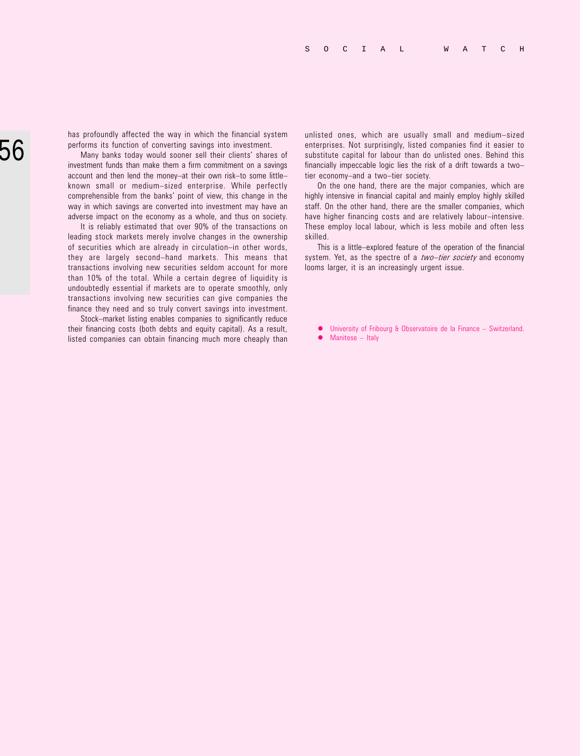has profoundly affected the way in which the financial system performs its function of converting savings into investment.

Many banks today would sooner sell their clients' shares of investment funds than make them a firm commitment on a savings account and then lend the money–at their own risk–to some little–known small or medium–sized enterprise. While perfectly comprehensible from the banks' point of view, this change in the way in which savings are converted into investment may have an adverse impact on the economy as a whole, and thus on society.

It is reliably estimated that over 90% of the transactions on leading stock markets merely involve changes in the ownership of securities which are already in circulation–in other words, they are largely second–hand markets. This means that transactions involving new securities seldom account for more than 10% of the total. While a certain degree of liquidity is undoubtedly essential if markets are to operate smoothly, only transactions involving new securities can give companies the finance they need and so truly convert savings into investment.

Stock–market listing enables companies to significantly reduce their financing costs (both debts and equity capital). As a result, listed companies can obtain financing much more cheaply than unlisted ones, which are usually small and medium–sized enterprises. Not surprisingly, listed companies find it easier to substitute capital for labour than do unlisted ones. Behind this financially impeccable logic lies the risk of a drift towards a two–tier economy–and a two–tier society.

On the one hand, there are the major companies, which are highly intensive in financial capital and mainly employ highly skilled staff. On the other hand, there are the smaller companies, which have higher financing costs and are relatively labour–intensive. These employ local labour, which is less mobile and often less skilled.

This is a little–explored feature of the operation of the financial system. Yet, as the spectre of a *two–tier society* and economy looms larger, it is an increasingly urgent issue.

- University of Fribourg & Observatoire de la Finance – Switzerland.
- Manitese – Italy